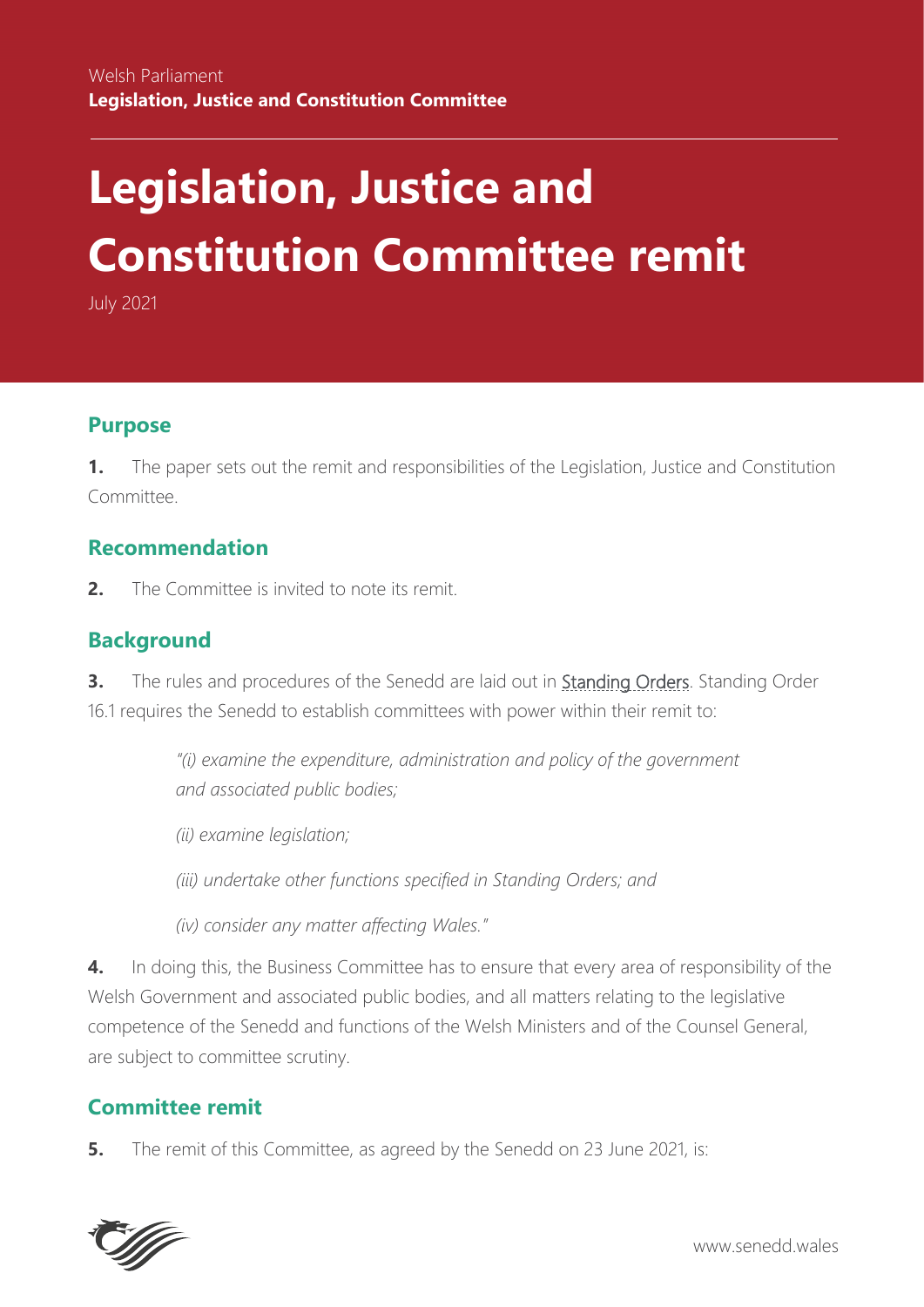Welsh Parliament
**Legislation, Justice and Constitution Committee**

# Legislation, Justice and Constitution Committee remit

July 2021

## Purpose

**1.** The paper sets out the remit and responsibilities of the Legislation, Justice and Constitution Committee.

## Recommendation

**2.** The Committee is invited to note its remit.

## Background

**3.** The rules and procedures of the Senedd are laid out in Standing Orders. Standing Order 16.1 requires the Senedd to establish committees with power within their remit to:

> *"(i) examine the expenditure, administration and policy of the government and associated public bodies;*
>
> *(ii) examine legislation;*
>
> *(iii) undertake other functions specified in Standing Orders; and*
>
> *(iv) consider any matter affecting Wales."*

**4.** In doing this, the Business Committee has to ensure that every area of responsibility of the Welsh Government and associated public bodies, and all matters relating to the legislative competence of the Senedd and functions of the Welsh Ministers and of the Counsel General, are subject to committee scrutiny.

## Committee remit

**5.** The remit of this Committee, as agreed by the Senedd on 23 June 2021, is: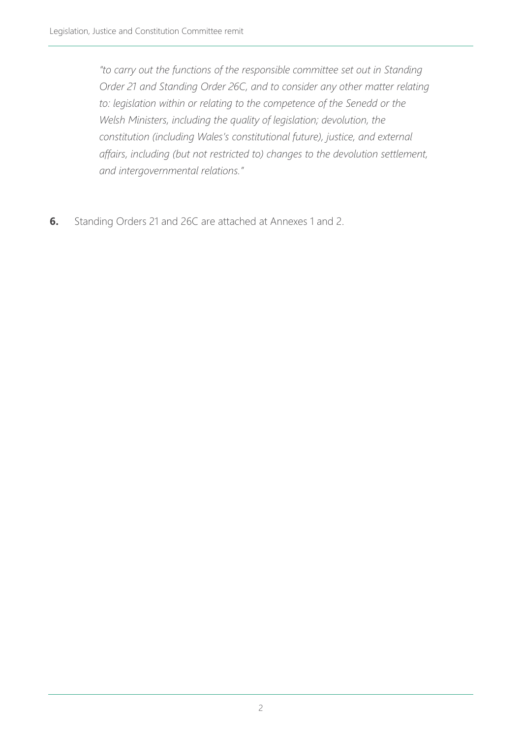*"to carry out the functions of the responsible committee set out in Standing Order 21 and Standing Order 26C, and to consider any other matter relating to: legislation within or relating to the competence of the Senedd or the Welsh Ministers, including the quality of legislation; devolution, the constitution (including Wales's constitutional future), justice, and external affairs, including (but not restricted to) changes to the devolution settlement, and intergovernmental relations."*

**6.** Standing Orders 21 and 26C are attached at Annexes 1 and 2.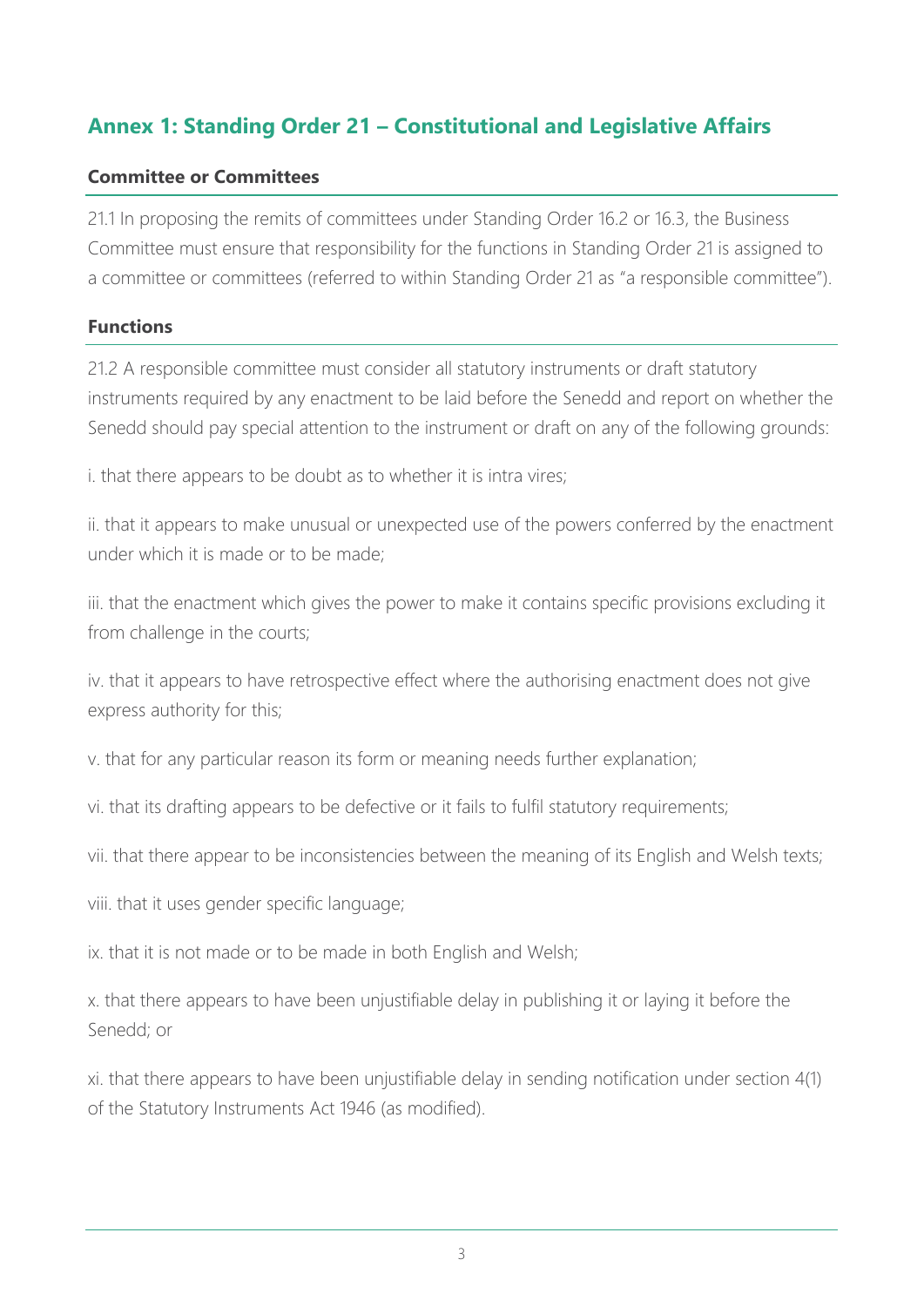## Annex 1: Standing Order 21 – Constitutional and Legislative Affairs

### Committee or Committees

21.1 In proposing the remits of committees under Standing Order 16.2 or 16.3, the Business Committee must ensure that responsibility for the functions in Standing Order 21 is assigned to a committee or committees (referred to within Standing Order 21 as "a responsible committee").

### Functions

21.2 A responsible committee must consider all statutory instruments or draft statutory instruments required by any enactment to be laid before the Senedd and report on whether the Senedd should pay special attention to the instrument or draft on any of the following grounds:

i. that there appears to be doubt as to whether it is intra vires;

ii. that it appears to make unusual or unexpected use of the powers conferred by the enactment under which it is made or to be made;

iii. that the enactment which gives the power to make it contains specific provisions excluding it from challenge in the courts;

iv. that it appears to have retrospective effect where the authorising enactment does not give express authority for this;

v. that for any particular reason its form or meaning needs further explanation;

vi. that its drafting appears to be defective or it fails to fulfil statutory requirements;

vii. that there appear to be inconsistencies between the meaning of its English and Welsh texts;

viii. that it uses gender specific language;

ix. that it is not made or to be made in both English and Welsh;

x. that there appears to have been unjustifiable delay in publishing it or laying it before the Senedd; or

xi. that there appears to have been unjustifiable delay in sending notification under section 4(1) of the Statutory Instruments Act 1946 (as modified).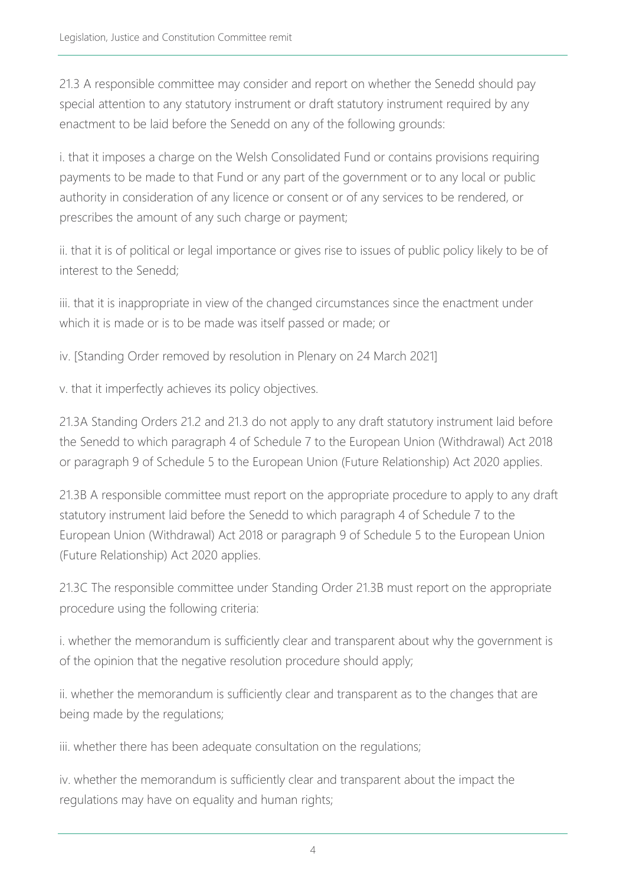21.3 A responsible committee may consider and report on whether the Senedd should pay special attention to any statutory instrument or draft statutory instrument required by any enactment to be laid before the Senedd on any of the following grounds:

i. that it imposes a charge on the Welsh Consolidated Fund or contains provisions requiring payments to be made to that Fund or any part of the government or to any local or public authority in consideration of any licence or consent or of any services to be rendered, or prescribes the amount of any such charge or payment;

ii. that it is of political or legal importance or gives rise to issues of public policy likely to be of interest to the Senedd;

iii. that it is inappropriate in view of the changed circumstances since the enactment under which it is made or is to be made was itself passed or made; or

iv. [Standing Order removed by resolution in Plenary on 24 March 2021]

v. that it imperfectly achieves its policy objectives.

21.3A Standing Orders 21.2 and 21.3 do not apply to any draft statutory instrument laid before the Senedd to which paragraph 4 of Schedule 7 to the European Union (Withdrawal) Act 2018 or paragraph 9 of Schedule 5 to the European Union (Future Relationship) Act 2020 applies.

21.3B A responsible committee must report on the appropriate procedure to apply to any draft statutory instrument laid before the Senedd to which paragraph 4 of Schedule 7 to the European Union (Withdrawal) Act 2018 or paragraph 9 of Schedule 5 to the European Union (Future Relationship) Act 2020 applies.

21.3C The responsible committee under Standing Order 21.3B must report on the appropriate procedure using the following criteria:

i. whether the memorandum is sufficiently clear and transparent about why the government is of the opinion that the negative resolution procedure should apply;

ii. whether the memorandum is sufficiently clear and transparent as to the changes that are being made by the regulations;

iii. whether there has been adequate consultation on the regulations;

iv. whether the memorandum is sufficiently clear and transparent about the impact the regulations may have on equality and human rights;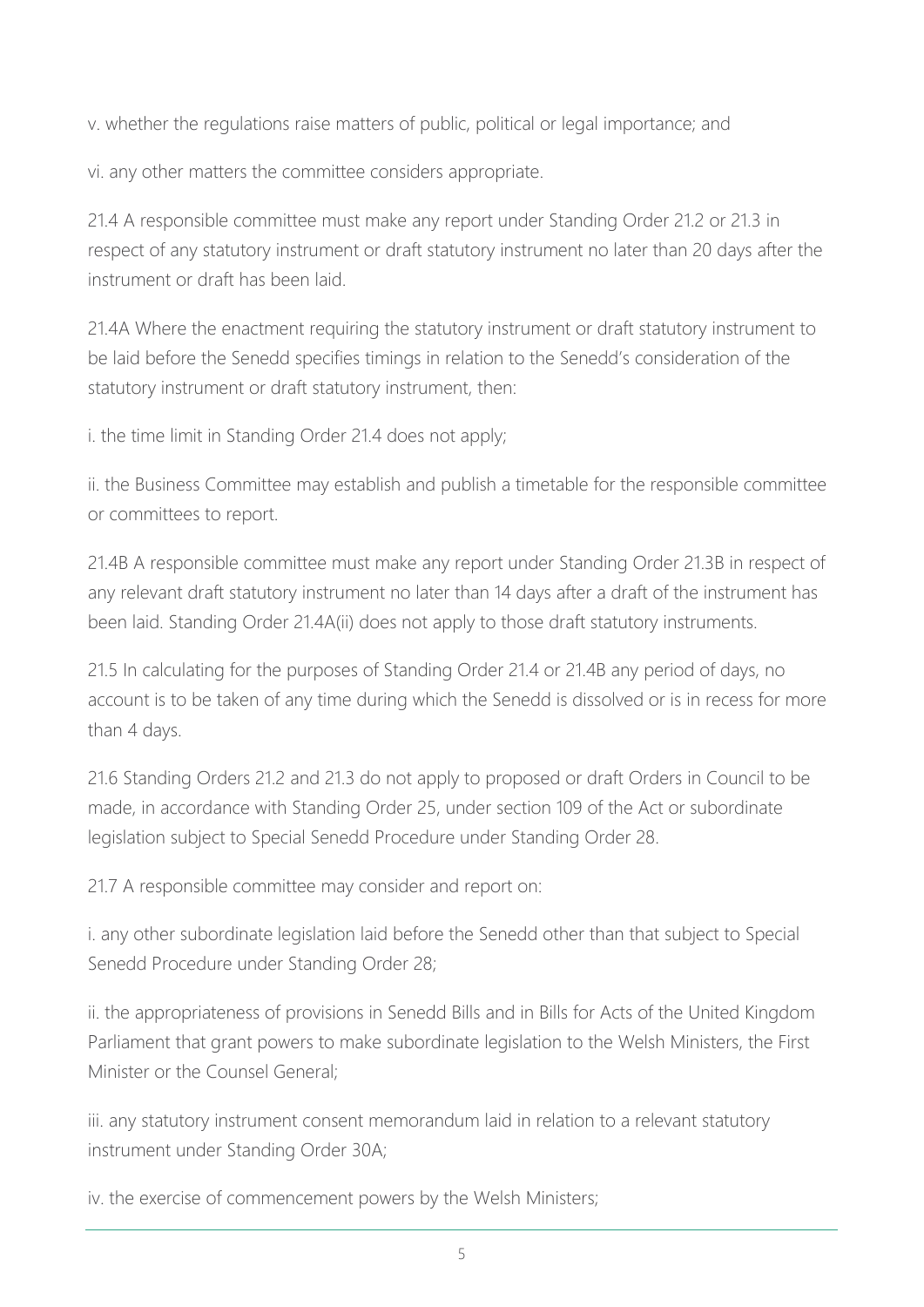v. whether the regulations raise matters of public, political or legal importance; and

vi. any other matters the committee considers appropriate.

21.4 A responsible committee must make any report under Standing Order 21.2 or 21.3 in respect of any statutory instrument or draft statutory instrument no later than 20 days after the instrument or draft has been laid.

21.4A Where the enactment requiring the statutory instrument or draft statutory instrument to be laid before the Senedd specifies timings in relation to the Senedd's consideration of the statutory instrument or draft statutory instrument, then:

i. the time limit in Standing Order 21.4 does not apply;

ii. the Business Committee may establish and publish a timetable for the responsible committee or committees to report.

21.4B A responsible committee must make any report under Standing Order 21.3B in respect of any relevant draft statutory instrument no later than 14 days after a draft of the instrument has been laid. Standing Order 21.4A(ii) does not apply to those draft statutory instruments.

21.5 In calculating for the purposes of Standing Order 21.4 or 21.4B any period of days, no account is to be taken of any time during which the Senedd is dissolved or is in recess for more than 4 days.

21.6 Standing Orders 21.2 and 21.3 do not apply to proposed or draft Orders in Council to be made, in accordance with Standing Order 25, under section 109 of the Act or subordinate legislation subject to Special Senedd Procedure under Standing Order 28.

21.7 A responsible committee may consider and report on:

i. any other subordinate legislation laid before the Senedd other than that subject to Special Senedd Procedure under Standing Order 28;

ii. the appropriateness of provisions in Senedd Bills and in Bills for Acts of the United Kingdom Parliament that grant powers to make subordinate legislation to the Welsh Ministers, the First Minister or the Counsel General;

iii. any statutory instrument consent memorandum laid in relation to a relevant statutory instrument under Standing Order 30A;

iv. the exercise of commencement powers by the Welsh Ministers;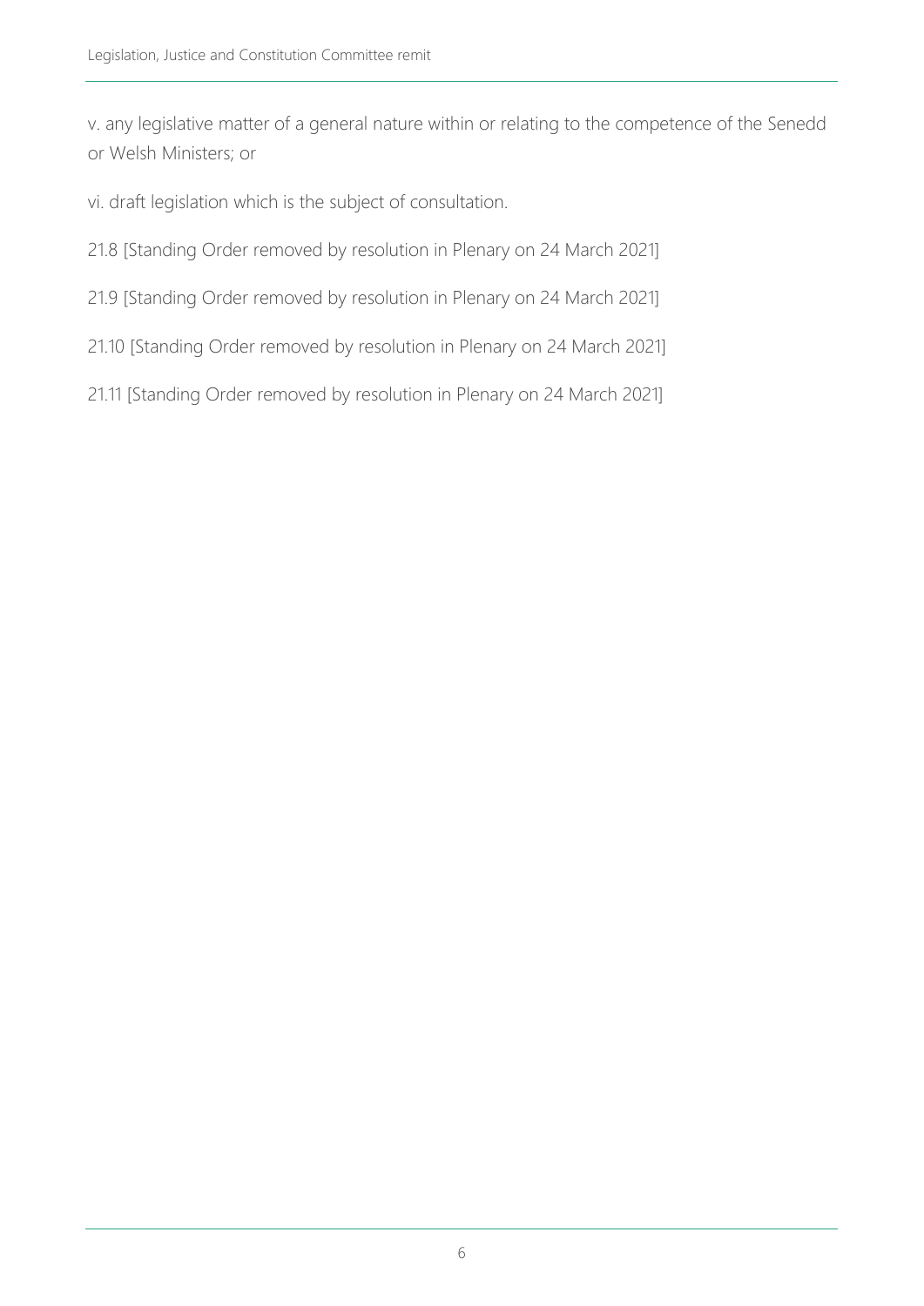v. any legislative matter of a general nature within or relating to the competence of the Senedd or Welsh Ministers; or

vi. draft legislation which is the subject of consultation.

21.8 [Standing Order removed by resolution in Plenary on 24 March 2021]

21.9 [Standing Order removed by resolution in Plenary on 24 March 2021]

21.10 [Standing Order removed by resolution in Plenary on 24 March 2021]

21.11 [Standing Order removed by resolution in Plenary on 24 March 2021]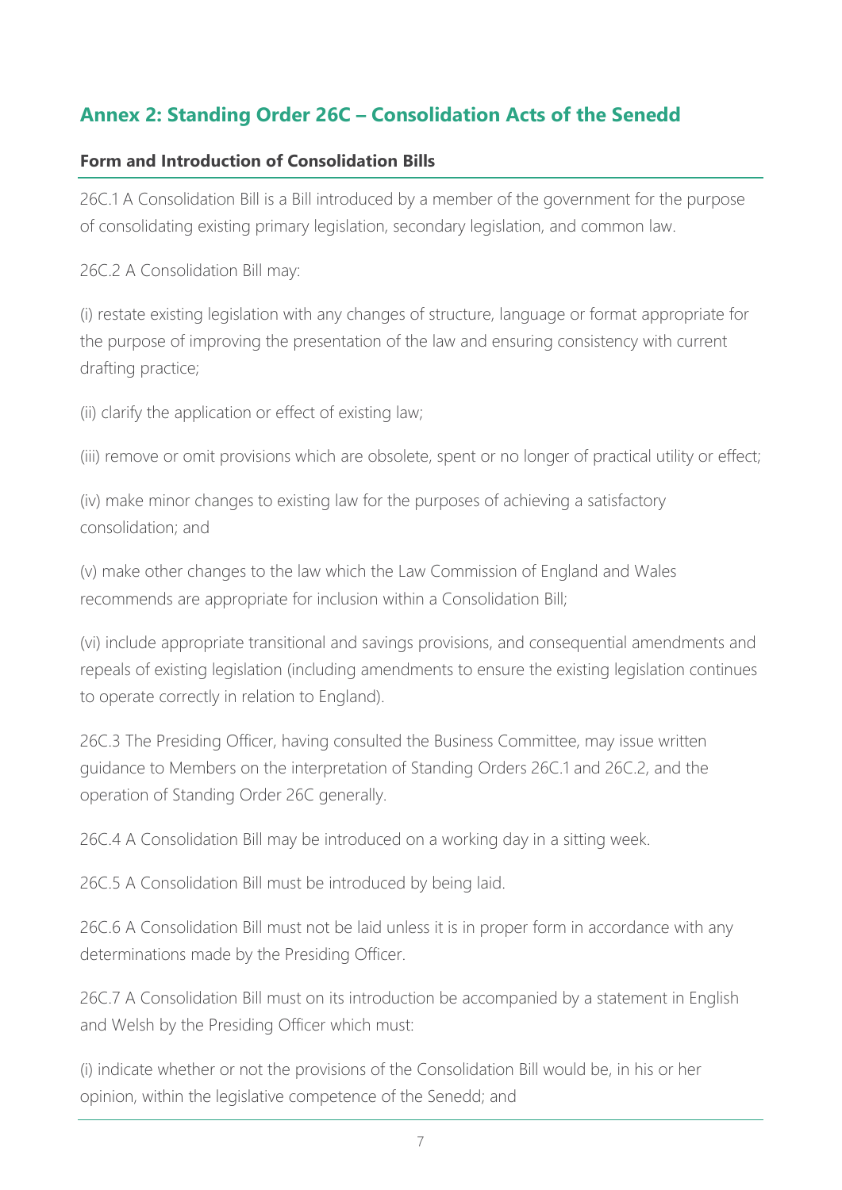## Annex 2: Standing Order 26C – Consolidation Acts of the Senedd

### Form and Introduction of Consolidation Bills

26C.1 A Consolidation Bill is a Bill introduced by a member of the government for the purpose of consolidating existing primary legislation, secondary legislation, and common law.

26C.2 A Consolidation Bill may:

(i) restate existing legislation with any changes of structure, language or format appropriate for the purpose of improving the presentation of the law and ensuring consistency with current drafting practice;

(ii) clarify the application or effect of existing law;

(iii) remove or omit provisions which are obsolete, spent or no longer of practical utility or effect;

(iv) make minor changes to existing law for the purposes of achieving a satisfactory consolidation; and

(v) make other changes to the law which the Law Commission of England and Wales recommends are appropriate for inclusion within a Consolidation Bill;

(vi) include appropriate transitional and savings provisions, and consequential amendments and repeals of existing legislation (including amendments to ensure the existing legislation continues to operate correctly in relation to England).

26C.3 The Presiding Officer, having consulted the Business Committee, may issue written guidance to Members on the interpretation of Standing Orders 26C.1 and 26C.2, and the operation of Standing Order 26C generally.

26C.4 A Consolidation Bill may be introduced on a working day in a sitting week.

26C.5 A Consolidation Bill must be introduced by being laid.

26C.6 A Consolidation Bill must not be laid unless it is in proper form in accordance with any determinations made by the Presiding Officer.

26C.7 A Consolidation Bill must on its introduction be accompanied by a statement in English and Welsh by the Presiding Officer which must:

(i) indicate whether or not the provisions of the Consolidation Bill would be, in his or her opinion, within the legislative competence of the Senedd; and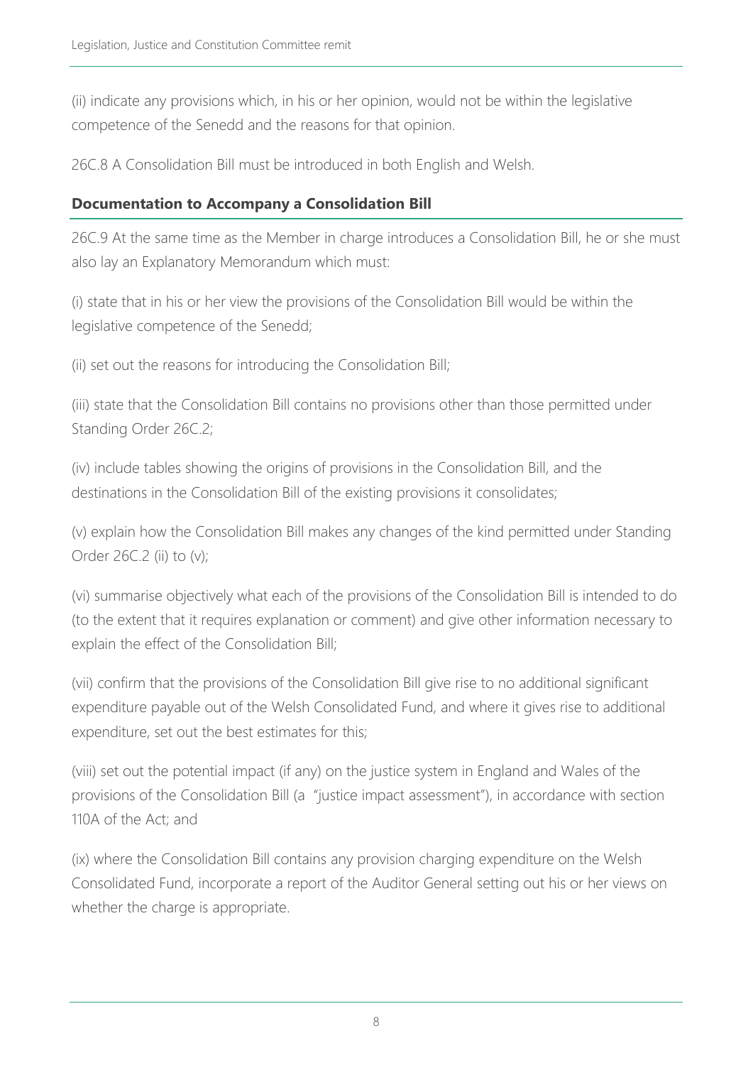(ii) indicate any provisions which, in his or her opinion, would not be within the legislative competence of the Senedd and the reasons for that opinion.

26C.8 A Consolidation Bill must be introduced in both English and Welsh.

## Documentation to Accompany a Consolidation Bill

26C.9 At the same time as the Member in charge introduces a Consolidation Bill, he or she must also lay an Explanatory Memorandum which must:

(i) state that in his or her view the provisions of the Consolidation Bill would be within the legislative competence of the Senedd;

(ii) set out the reasons for introducing the Consolidation Bill;

(iii) state that the Consolidation Bill contains no provisions other than those permitted under Standing Order 26C.2;

(iv) include tables showing the origins of provisions in the Consolidation Bill, and the destinations in the Consolidation Bill of the existing provisions it consolidates;

(v) explain how the Consolidation Bill makes any changes of the kind permitted under Standing Order 26C.2 (ii) to (v);

(vi) summarise objectively what each of the provisions of the Consolidation Bill is intended to do (to the extent that it requires explanation or comment) and give other information necessary to explain the effect of the Consolidation Bill;

(vii) confirm that the provisions of the Consolidation Bill give rise to no additional significant expenditure payable out of the Welsh Consolidated Fund, and where it gives rise to additional expenditure, set out the best estimates for this;

(viii) set out the potential impact (if any) on the justice system in England and Wales of the provisions of the Consolidation Bill (a "justice impact assessment"), in accordance with section 110A of the Act; and

(ix) where the Consolidation Bill contains any provision charging expenditure on the Welsh Consolidated Fund, incorporate a report of the Auditor General setting out his or her views on whether the charge is appropriate.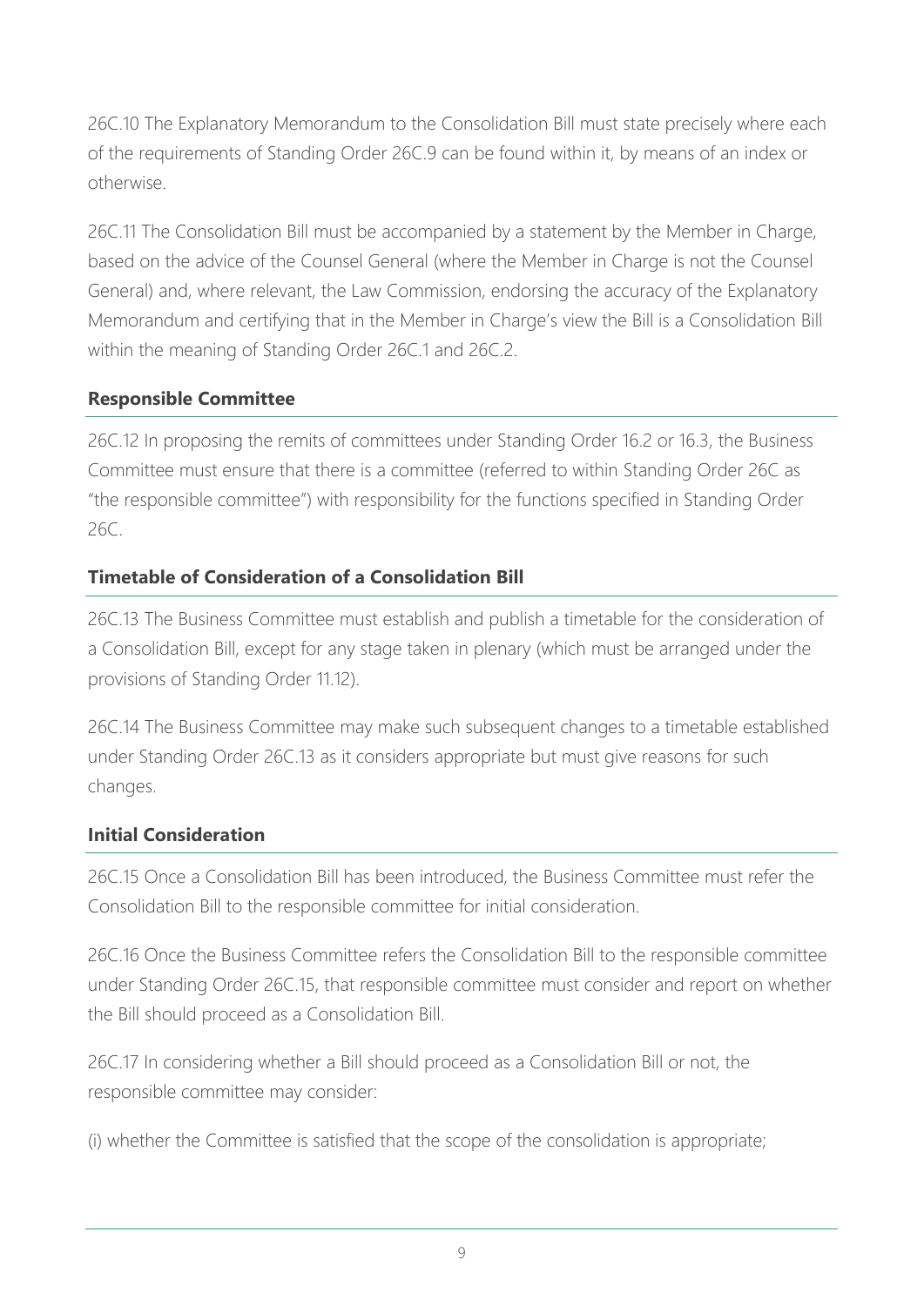26C.10 The Explanatory Memorandum to the Consolidation Bill must state precisely where each of the requirements of Standing Order 26C.9 can be found within it, by means of an index or otherwise.

26C.11 The Consolidation Bill must be accompanied by a statement by the Member in Charge, based on the advice of the Counsel General (where the Member in Charge is not the Counsel General) and, where relevant, the Law Commission, endorsing the accuracy of the Explanatory Memorandum and certifying that in the Member in Charge's view the Bill is a Consolidation Bill within the meaning of Standing Order 26C.1 and 26C.2.

### Responsible Committee

26C.12 In proposing the remits of committees under Standing Order 16.2 or 16.3, the Business Committee must ensure that there is a committee (referred to within Standing Order 26C as "the responsible committee") with responsibility for the functions specified in Standing Order 26C.

### Timetable of Consideration of a Consolidation Bill

26C.13 The Business Committee must establish and publish a timetable for the consideration of a Consolidation Bill, except for any stage taken in plenary (which must be arranged under the provisions of Standing Order 11.12).

26C.14 The Business Committee may make such subsequent changes to a timetable established under Standing Order 26C.13 as it considers appropriate but must give reasons for such changes.

### Initial Consideration

26C.15 Once a Consolidation Bill has been introduced, the Business Committee must refer the Consolidation Bill to the responsible committee for initial consideration.

26C.16 Once the Business Committee refers the Consolidation Bill to the responsible committee under Standing Order 26C.15, that responsible committee must consider and report on whether the Bill should proceed as a Consolidation Bill.

26C.17 In considering whether a Bill should proceed as a Consolidation Bill or not, the responsible committee may consider:

(i) whether the Committee is satisfied that the scope of the consolidation is appropriate;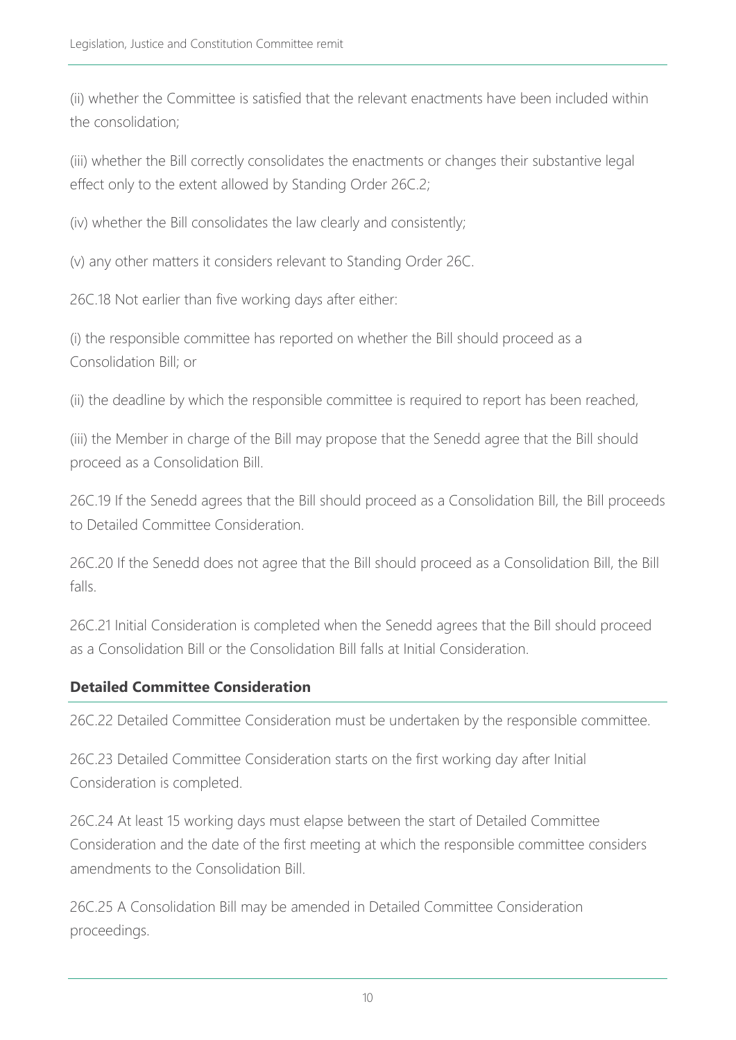(ii) whether the Committee is satisfied that the relevant enactments have been included within the consolidation;

(iii) whether the Bill correctly consolidates the enactments or changes their substantive legal effect only to the extent allowed by Standing Order 26C.2;

(iv) whether the Bill consolidates the law clearly and consistently;

(v) any other matters it considers relevant to Standing Order 26C.

26C.18 Not earlier than five working days after either:

(i) the responsible committee has reported on whether the Bill should proceed as a Consolidation Bill; or

(ii) the deadline by which the responsible committee is required to report has been reached,

(iii) the Member in charge of the Bill may propose that the Senedd agree that the Bill should proceed as a Consolidation Bill.

26C.19 If the Senedd agrees that the Bill should proceed as a Consolidation Bill, the Bill proceeds to Detailed Committee Consideration.

26C.20 If the Senedd does not agree that the Bill should proceed as a Consolidation Bill, the Bill falls.

26C.21 Initial Consideration is completed when the Senedd agrees that the Bill should proceed as a Consolidation Bill or the Consolidation Bill falls at Initial Consideration.

### Detailed Committee Consideration

26C.22 Detailed Committee Consideration must be undertaken by the responsible committee.

26C.23 Detailed Committee Consideration starts on the first working day after Initial Consideration is completed.

26C.24 At least 15 working days must elapse between the start of Detailed Committee Consideration and the date of the first meeting at which the responsible committee considers amendments to the Consolidation Bill.

26C.25 A Consolidation Bill may be amended in Detailed Committee Consideration proceedings.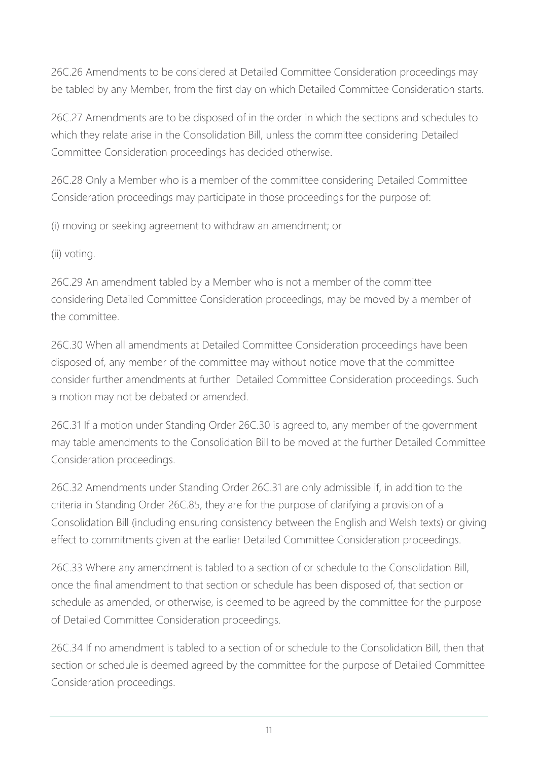26C.26 Amendments to be considered at Detailed Committee Consideration proceedings may be tabled by any Member, from the first day on which Detailed Committee Consideration starts.

26C.27 Amendments are to be disposed of in the order in which the sections and schedules to which they relate arise in the Consolidation Bill, unless the committee considering Detailed Committee Consideration proceedings has decided otherwise.

26C.28 Only a Member who is a member of the committee considering Detailed Committee Consideration proceedings may participate in those proceedings for the purpose of:

(i) moving or seeking agreement to withdraw an amendment; or

(ii) voting.

26C.29 An amendment tabled by a Member who is not a member of the committee considering Detailed Committee Consideration proceedings, may be moved by a member of the committee.

26C.30 When all amendments at Detailed Committee Consideration proceedings have been disposed of, any member of the committee may without notice move that the committee consider further amendments at further Detailed Committee Consideration proceedings. Such a motion may not be debated or amended.

26C.31 If a motion under Standing Order 26C.30 is agreed to, any member of the government may table amendments to the Consolidation Bill to be moved at the further Detailed Committee Consideration proceedings.

26C.32 Amendments under Standing Order 26C.31 are only admissible if, in addition to the criteria in Standing Order 26C.85, they are for the purpose of clarifying a provision of a Consolidation Bill (including ensuring consistency between the English and Welsh texts) or giving effect to commitments given at the earlier Detailed Committee Consideration proceedings.

26C.33 Where any amendment is tabled to a section of or schedule to the Consolidation Bill, once the final amendment to that section or schedule has been disposed of, that section or schedule as amended, or otherwise, is deemed to be agreed by the committee for the purpose of Detailed Committee Consideration proceedings.

26C.34 If no amendment is tabled to a section of or schedule to the Consolidation Bill, then that section or schedule is deemed agreed by the committee for the purpose of Detailed Committee Consideration proceedings.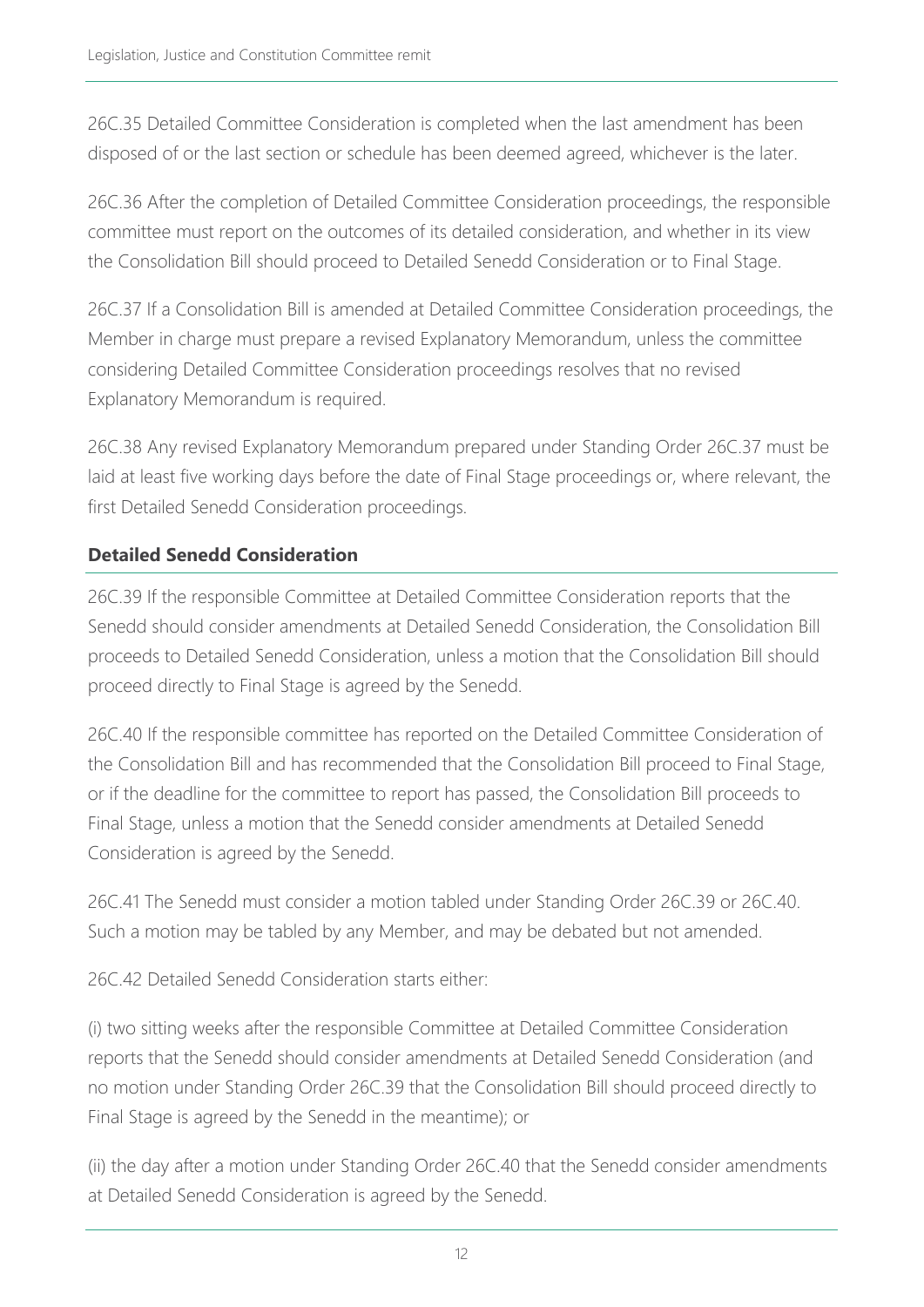26C.35 Detailed Committee Consideration is completed when the last amendment has been disposed of or the last section or schedule has been deemed agreed, whichever is the later.

26C.36 After the completion of Detailed Committee Consideration proceedings, the responsible committee must report on the outcomes of its detailed consideration, and whether in its view the Consolidation Bill should proceed to Detailed Senedd Consideration or to Final Stage.

26C.37 If a Consolidation Bill is amended at Detailed Committee Consideration proceedings, the Member in charge must prepare a revised Explanatory Memorandum, unless the committee considering Detailed Committee Consideration proceedings resolves that no revised Explanatory Memorandum is required.

26C.38 Any revised Explanatory Memorandum prepared under Standing Order 26C.37 must be laid at least five working days before the date of Final Stage proceedings or, where relevant, the first Detailed Senedd Consideration proceedings.

## Detailed Senedd Consideration

26C.39 If the responsible Committee at Detailed Committee Consideration reports that the Senedd should consider amendments at Detailed Senedd Consideration, the Consolidation Bill proceeds to Detailed Senedd Consideration, unless a motion that the Consolidation Bill should proceed directly to Final Stage is agreed by the Senedd.

26C.40 If the responsible committee has reported on the Detailed Committee Consideration of the Consolidation Bill and has recommended that the Consolidation Bill proceed to Final Stage, or if the deadline for the committee to report has passed, the Consolidation Bill proceeds to Final Stage, unless a motion that the Senedd consider amendments at Detailed Senedd Consideration is agreed by the Senedd.

26C.41 The Senedd must consider a motion tabled under Standing Order 26C.39 or 26C.40. Such a motion may be tabled by any Member, and may be debated but not amended.

26C.42 Detailed Senedd Consideration starts either:

(i) two sitting weeks after the responsible Committee at Detailed Committee Consideration reports that the Senedd should consider amendments at Detailed Senedd Consideration (and no motion under Standing Order 26C.39 that the Consolidation Bill should proceed directly to Final Stage is agreed by the Senedd in the meantime); or

(ii) the day after a motion under Standing Order 26C.40 that the Senedd consider amendments at Detailed Senedd Consideration is agreed by the Senedd.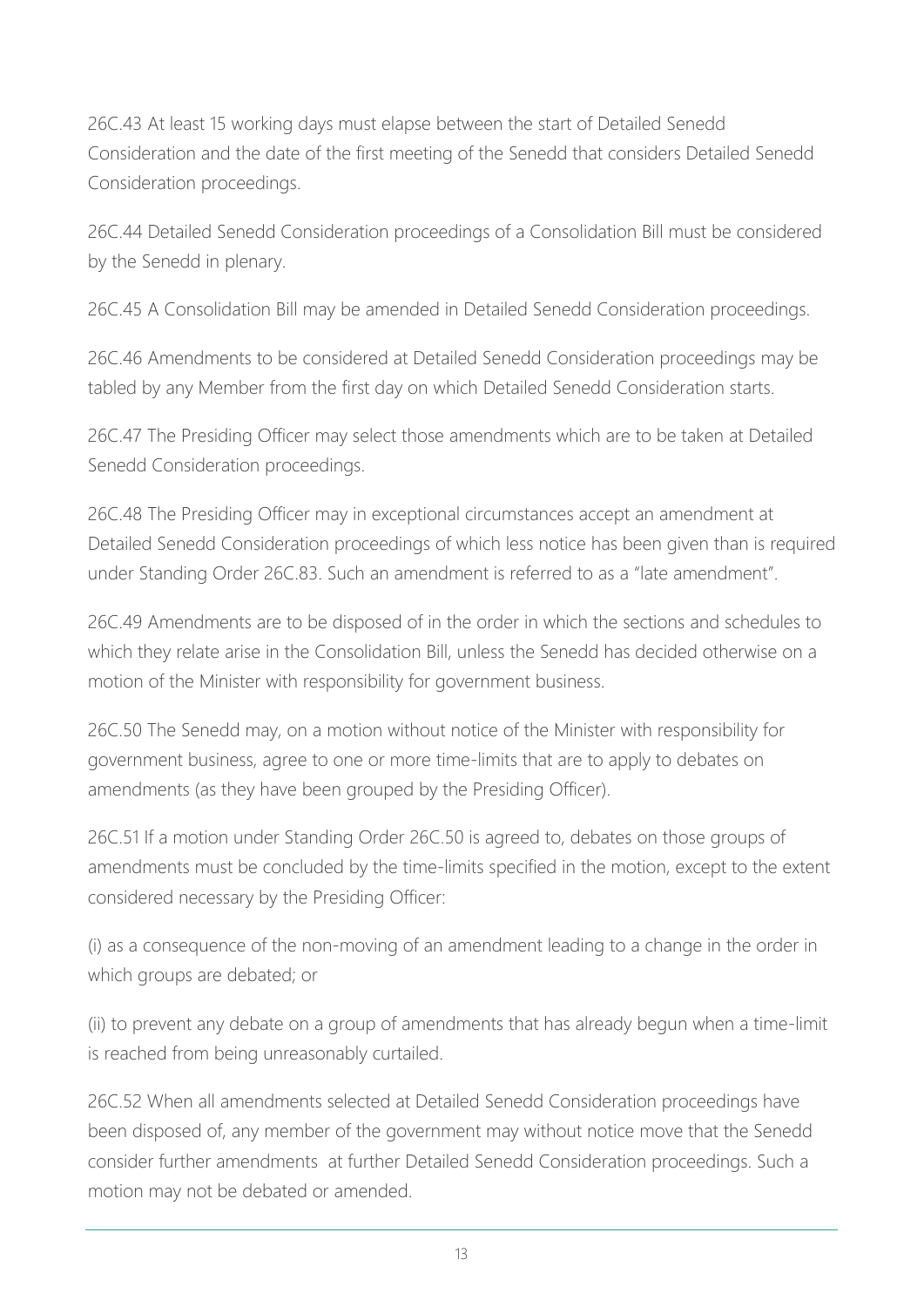26C.43 At least 15 working days must elapse between the start of Detailed Senedd Consideration and the date of the first meeting of the Senedd that considers Detailed Senedd Consideration proceedings.

26C.44 Detailed Senedd Consideration proceedings of a Consolidation Bill must be considered by the Senedd in plenary.

26C.45 A Consolidation Bill may be amended in Detailed Senedd Consideration proceedings.

26C.46 Amendments to be considered at Detailed Senedd Consideration proceedings may be tabled by any Member from the first day on which Detailed Senedd Consideration starts.

26C.47 The Presiding Officer may select those amendments which are to be taken at Detailed Senedd Consideration proceedings.

26C.48 The Presiding Officer may in exceptional circumstances accept an amendment at Detailed Senedd Consideration proceedings of which less notice has been given than is required under Standing Order 26C.83. Such an amendment is referred to as a "late amendment".

26C.49 Amendments are to be disposed of in the order in which the sections and schedules to which they relate arise in the Consolidation Bill, unless the Senedd has decided otherwise on a motion of the Minister with responsibility for government business.

26C.50 The Senedd may, on a motion without notice of the Minister with responsibility for government business, agree to one or more time-limits that are to apply to debates on amendments (as they have been grouped by the Presiding Officer).

26C.51 If a motion under Standing Order 26C.50 is agreed to, debates on those groups of amendments must be concluded by the time-limits specified in the motion, except to the extent considered necessary by the Presiding Officer:

(i) as a consequence of the non-moving of an amendment leading to a change in the order in which groups are debated; or

(ii) to prevent any debate on a group of amendments that has already begun when a time-limit is reached from being unreasonably curtailed.

26C.52 When all amendments selected at Detailed Senedd Consideration proceedings have been disposed of, any member of the government may without notice move that the Senedd consider further amendments at further Detailed Senedd Consideration proceedings. Such a motion may not be debated or amended.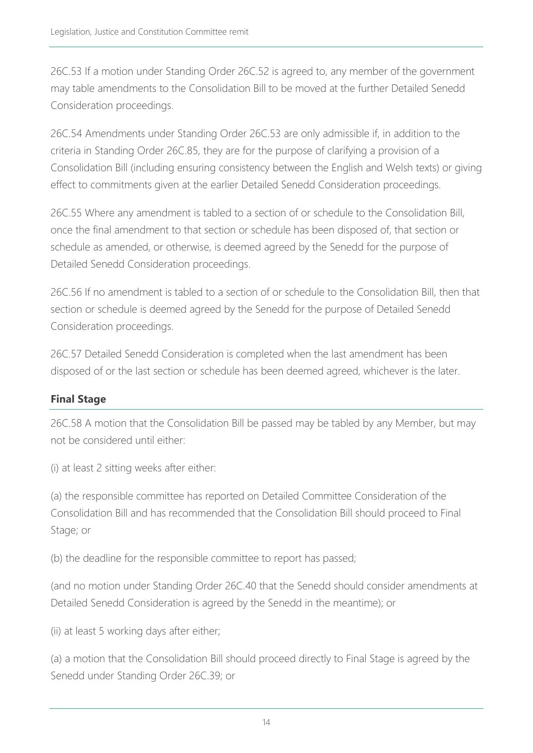26C.53 If a motion under Standing Order 26C.52 is agreed to, any member of the government may table amendments to the Consolidation Bill to be moved at the further Detailed Senedd Consideration proceedings.

26C.54 Amendments under Standing Order 26C.53 are only admissible if, in addition to the criteria in Standing Order 26C.85, they are for the purpose of clarifying a provision of a Consolidation Bill (including ensuring consistency between the English and Welsh texts) or giving effect to commitments given at the earlier Detailed Senedd Consideration proceedings.

26C.55 Where any amendment is tabled to a section of or schedule to the Consolidation Bill, once the final amendment to that section or schedule has been disposed of, that section or schedule as amended, or otherwise, is deemed agreed by the Senedd for the purpose of Detailed Senedd Consideration proceedings.

26C.56 If no amendment is tabled to a section of or schedule to the Consolidation Bill, then that section or schedule is deemed agreed by the Senedd for the purpose of Detailed Senedd Consideration proceedings.

26C.57 Detailed Senedd Consideration is completed when the last amendment has been disposed of or the last section or schedule has been deemed agreed, whichever is the later.

## Final Stage

26C.58 A motion that the Consolidation Bill be passed may be tabled by any Member, but may not be considered until either:

(i) at least 2 sitting weeks after either:

(a) the responsible committee has reported on Detailed Committee Consideration of the Consolidation Bill and has recommended that the Consolidation Bill should proceed to Final Stage; or

(b) the deadline for the responsible committee to report has passed;

(and no motion under Standing Order 26C.40 that the Senedd should consider amendments at Detailed Senedd Consideration is agreed by the Senedd in the meantime); or

(ii) at least 5 working days after either;

(a) a motion that the Consolidation Bill should proceed directly to Final Stage is agreed by the Senedd under Standing Order 26C.39; or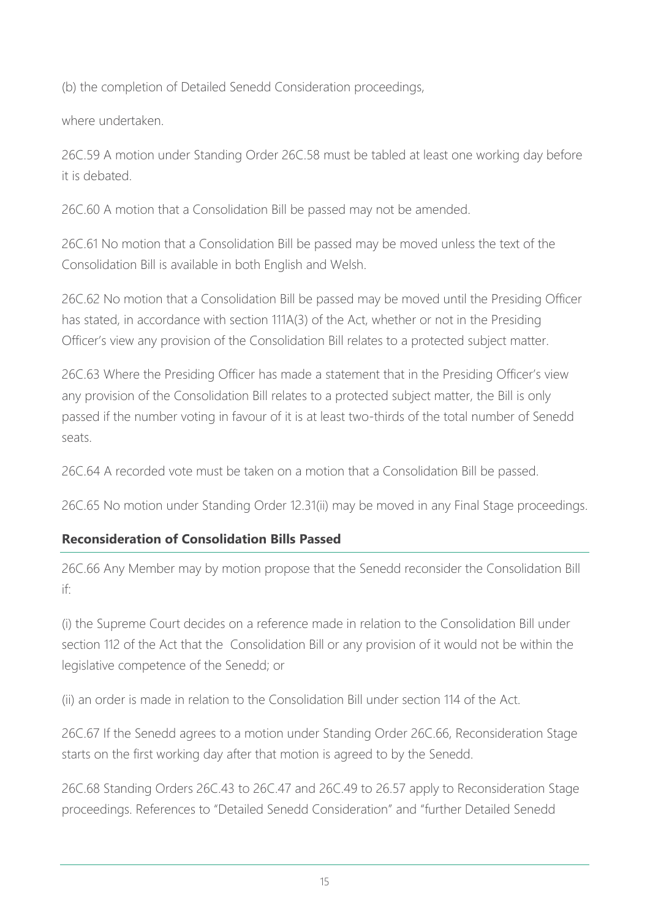(b) the completion of Detailed Senedd Consideration proceedings,

where undertaken.

26C.59 A motion under Standing Order 26C.58 must be tabled at least one working day before it is debated.

26C.60 A motion that a Consolidation Bill be passed may not be amended.

26C.61 No motion that a Consolidation Bill be passed may be moved unless the text of the Consolidation Bill is available in both English and Welsh.

26C.62 No motion that a Consolidation Bill be passed may be moved until the Presiding Officer has stated, in accordance with section 111A(3) of the Act, whether or not in the Presiding Officer's view any provision of the Consolidation Bill relates to a protected subject matter.

26C.63 Where the Presiding Officer has made a statement that in the Presiding Officer's view any provision of the Consolidation Bill relates to a protected subject matter, the Bill is only passed if the number voting in favour of it is at least two-thirds of the total number of Senedd seats.

26C.64 A recorded vote must be taken on a motion that a Consolidation Bill be passed.

26C.65 No motion under Standing Order 12.31(ii) may be moved in any Final Stage proceedings.

## Reconsideration of Consolidation Bills Passed

26C.66 Any Member may by motion propose that the Senedd reconsider the Consolidation Bill if:

(i) the Supreme Court decides on a reference made in relation to the Consolidation Bill under section 112 of the Act that the Consolidation Bill or any provision of it would not be within the legislative competence of the Senedd; or

(ii) an order is made in relation to the Consolidation Bill under section 114 of the Act.

26C.67 If the Senedd agrees to a motion under Standing Order 26C.66, Reconsideration Stage starts on the first working day after that motion is agreed to by the Senedd.

26C.68 Standing Orders 26C.43 to 26C.47 and 26C.49 to 26.57 apply to Reconsideration Stage proceedings. References to "Detailed Senedd Consideration" and "further Detailed Senedd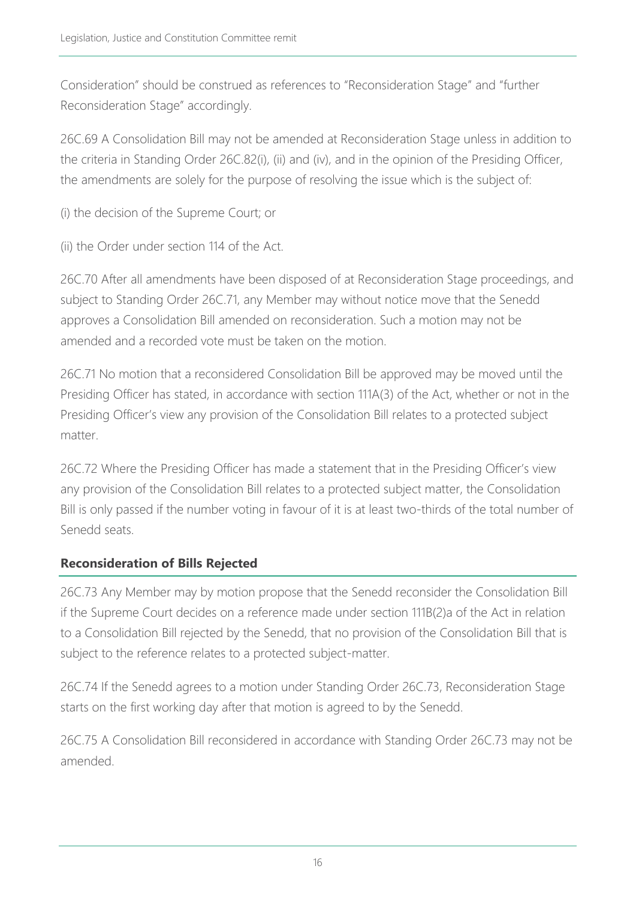Consideration" should be construed as references to "Reconsideration Stage" and "further Reconsideration Stage" accordingly.

26C.69 A Consolidation Bill may not be amended at Reconsideration Stage unless in addition to the criteria in Standing Order 26C.82(i), (ii) and (iv), and in the opinion of the Presiding Officer, the amendments are solely for the purpose of resolving the issue which is the subject of:

(i) the decision of the Supreme Court; or

(ii) the Order under section 114 of the Act.

26C.70 After all amendments have been disposed of at Reconsideration Stage proceedings, and subject to Standing Order 26C.71, any Member may without notice move that the Senedd approves a Consolidation Bill amended on reconsideration. Such a motion may not be amended and a recorded vote must be taken on the motion.

26C.71 No motion that a reconsidered Consolidation Bill be approved may be moved until the Presiding Officer has stated, in accordance with section 111A(3) of the Act, whether or not in the Presiding Officer's view any provision of the Consolidation Bill relates to a protected subject matter.

26C.72 Where the Presiding Officer has made a statement that in the Presiding Officer's view any provision of the Consolidation Bill relates to a protected subject matter, the Consolidation Bill is only passed if the number voting in favour of it is at least two-thirds of the total number of Senedd seats.

### Reconsideration of Bills Rejected

26C.73 Any Member may by motion propose that the Senedd reconsider the Consolidation Bill if the Supreme Court decides on a reference made under section 111B(2)a of the Act in relation to a Consolidation Bill rejected by the Senedd, that no provision of the Consolidation Bill that is subject to the reference relates to a protected subject-matter.

26C.74 If the Senedd agrees to a motion under Standing Order 26C.73, Reconsideration Stage starts on the first working day after that motion is agreed to by the Senedd.

26C.75 A Consolidation Bill reconsidered in accordance with Standing Order 26C.73 may not be amended.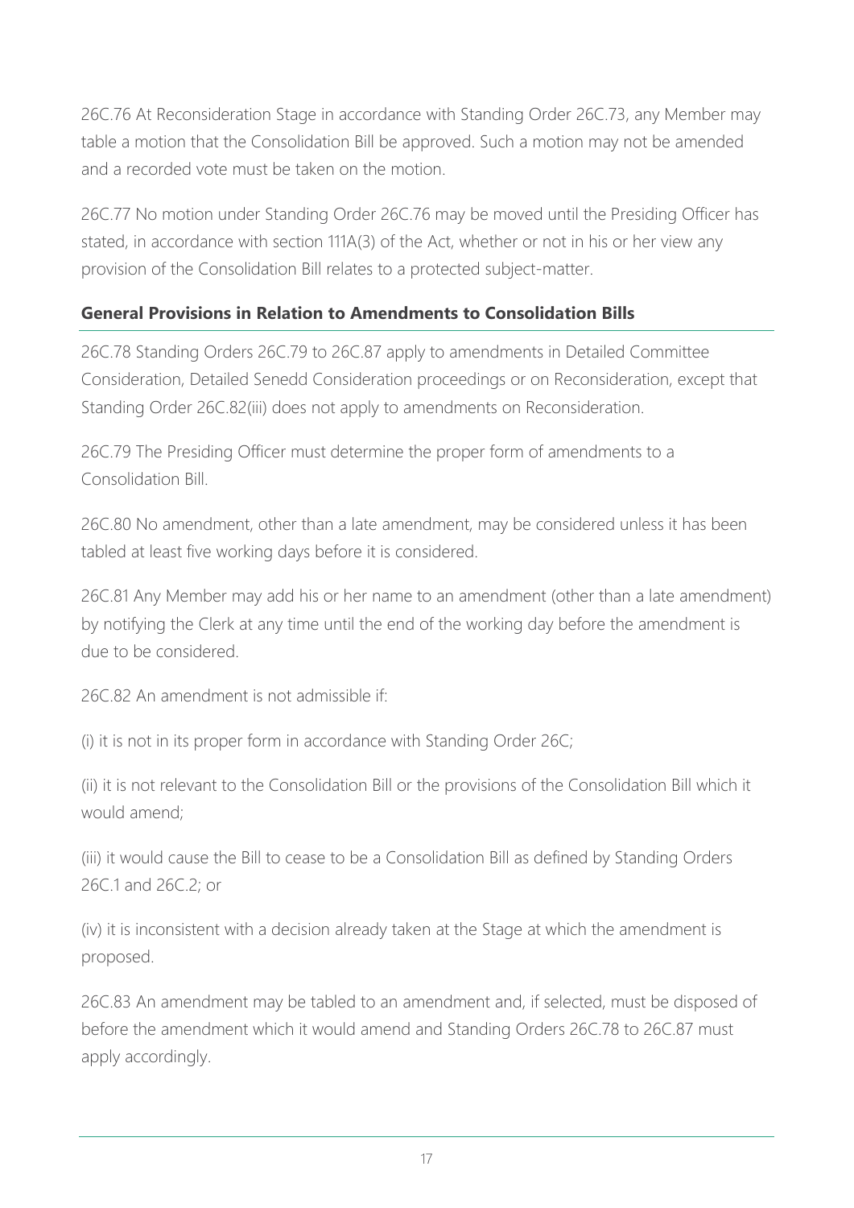26C.76 At Reconsideration Stage in accordance with Standing Order 26C.73, any Member may table a motion that the Consolidation Bill be approved. Such a motion may not be amended and a recorded vote must be taken on the motion.

26C.77 No motion under Standing Order 26C.76 may be moved until the Presiding Officer has stated, in accordance with section 111A(3) of the Act, whether or not in his or her view any provision of the Consolidation Bill relates to a protected subject-matter.

### General Provisions in Relation to Amendments to Consolidation Bills

26C.78 Standing Orders 26C.79 to 26C.87 apply to amendments in Detailed Committee Consideration, Detailed Senedd Consideration proceedings or on Reconsideration, except that Standing Order 26C.82(iii) does not apply to amendments on Reconsideration.

26C.79 The Presiding Officer must determine the proper form of amendments to a Consolidation Bill.

26C.80 No amendment, other than a late amendment, may be considered unless it has been tabled at least five working days before it is considered.

26C.81 Any Member may add his or her name to an amendment (other than a late amendment) by notifying the Clerk at any time until the end of the working day before the amendment is due to be considered.

26C.82 An amendment is not admissible if:

(i) it is not in its proper form in accordance with Standing Order 26C;

(ii) it is not relevant to the Consolidation Bill or the provisions of the Consolidation Bill which it would amend;

(iii) it would cause the Bill to cease to be a Consolidation Bill as defined by Standing Orders 26C.1 and 26C.2; or

(iv) it is inconsistent with a decision already taken at the Stage at which the amendment is proposed.

26C.83 An amendment may be tabled to an amendment and, if selected, must be disposed of before the amendment which it would amend and Standing Orders 26C.78 to 26C.87 must apply accordingly.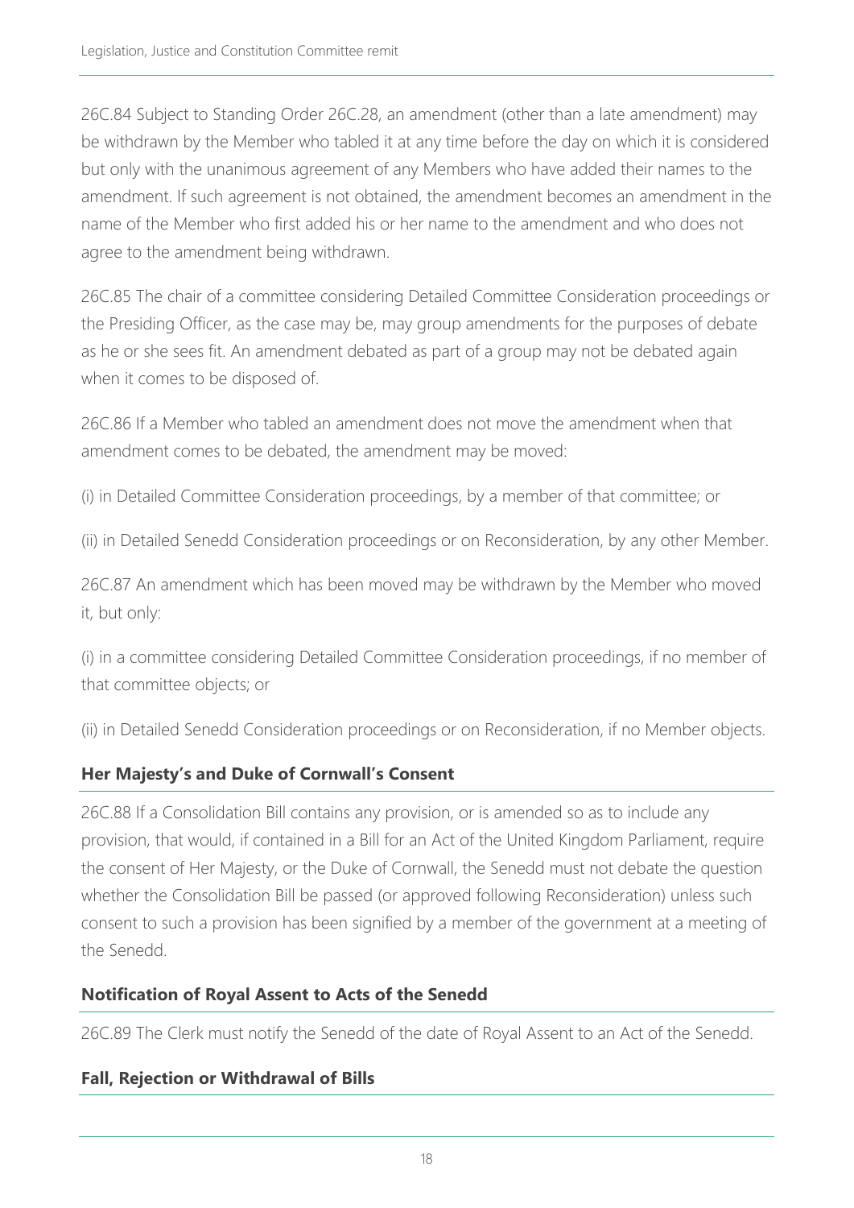26C.84 Subject to Standing Order 26C.28, an amendment (other than a late amendment) may be withdrawn by the Member who tabled it at any time before the day on which it is considered but only with the unanimous agreement of any Members who have added their names to the amendment. If such agreement is not obtained, the amendment becomes an amendment in the name of the Member who first added his or her name to the amendment and who does not agree to the amendment being withdrawn.

26C.85 The chair of a committee considering Detailed Committee Consideration proceedings or the Presiding Officer, as the case may be, may group amendments for the purposes of debate as he or she sees fit. An amendment debated as part of a group may not be debated again when it comes to be disposed of.

26C.86 If a Member who tabled an amendment does not move the amendment when that amendment comes to be debated, the amendment may be moved:

(i) in Detailed Committee Consideration proceedings, by a member of that committee; or

(ii) in Detailed Senedd Consideration proceedings or on Reconsideration, by any other Member.

26C.87 An amendment which has been moved may be withdrawn by the Member who moved it, but only:

(i) in a committee considering Detailed Committee Consideration proceedings, if no member of that committee objects; or

(ii) in Detailed Senedd Consideration proceedings or on Reconsideration, if no Member objects.

### Her Majesty's and Duke of Cornwall's Consent

26C.88 If a Consolidation Bill contains any provision, or is amended so as to include any provision, that would, if contained in a Bill for an Act of the United Kingdom Parliament, require the consent of Her Majesty, or the Duke of Cornwall, the Senedd must not debate the question whether the Consolidation Bill be passed (or approved following Reconsideration) unless such consent to such a provision has been signified by a member of the government at a meeting of the Senedd.

### Notification of Royal Assent to Acts of the Senedd

26C.89 The Clerk must notify the Senedd of the date of Royal Assent to an Act of the Senedd.

### Fall, Rejection or Withdrawal of Bills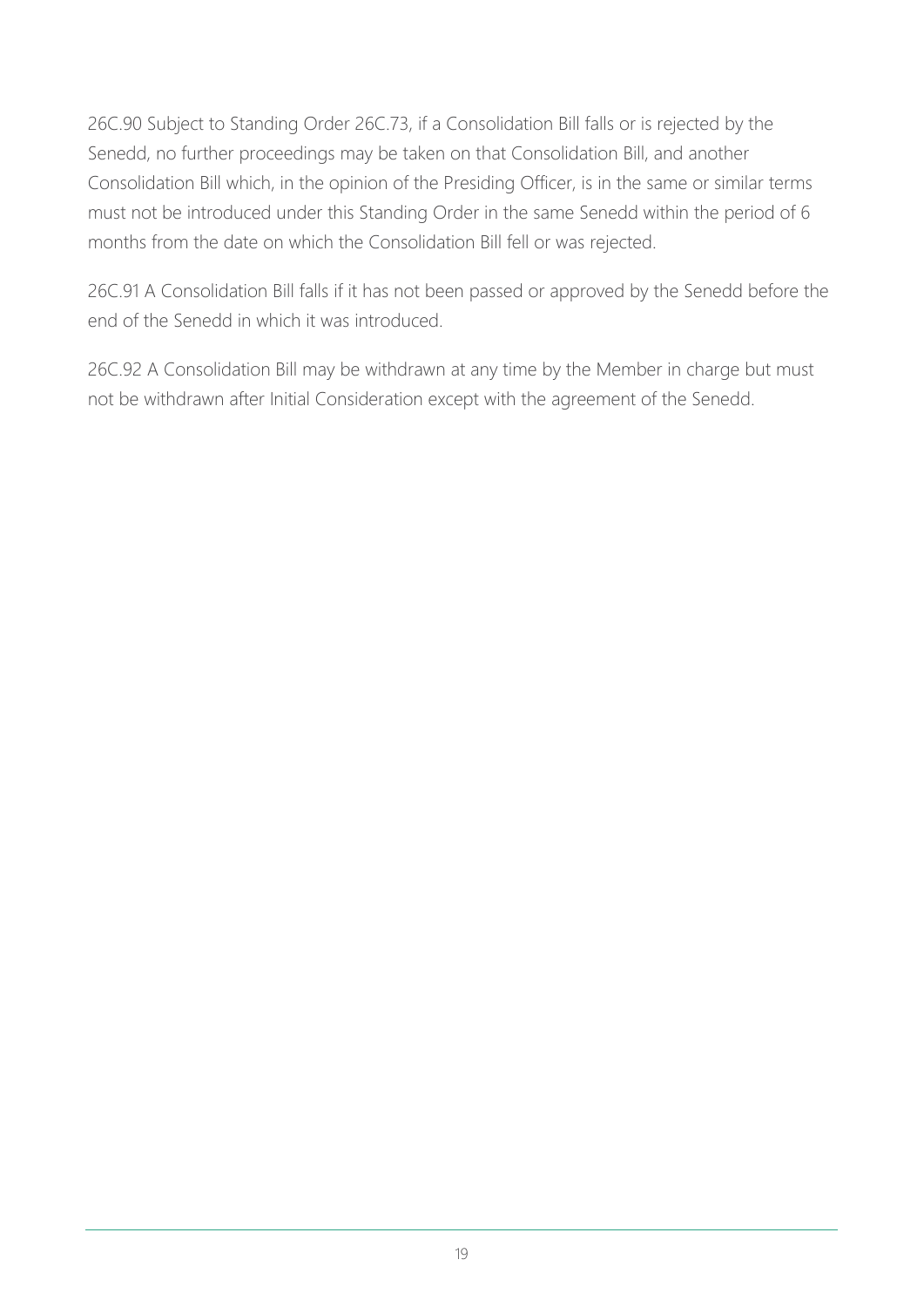26C.90 Subject to Standing Order 26C.73, if a Consolidation Bill falls or is rejected by the Senedd, no further proceedings may be taken on that Consolidation Bill, and another Consolidation Bill which, in the opinion of the Presiding Officer, is in the same or similar terms must not be introduced under this Standing Order in the same Senedd within the period of 6 months from the date on which the Consolidation Bill fell or was rejected.

26C.91 A Consolidation Bill falls if it has not been passed or approved by the Senedd before the end of the Senedd in which it was introduced.

26C.92 A Consolidation Bill may be withdrawn at any time by the Member in charge but must not be withdrawn after Initial Consideration except with the agreement of the Senedd.